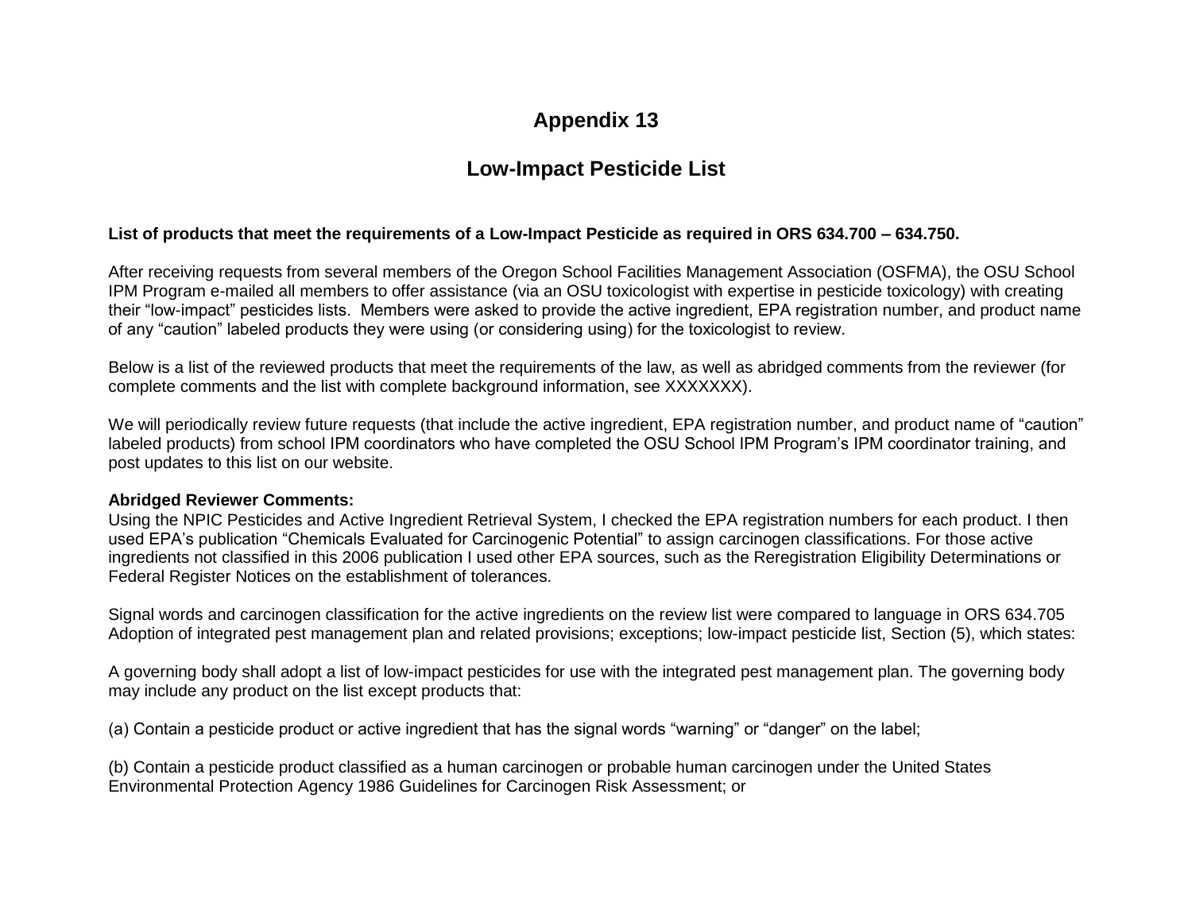# Appendix 13

## Low-Impact Pesticide List

**List of products that meet the requirements of a Low-Impact Pesticide as required in ORS 634.700 – 634.750.**

After receiving requests from several members of the Oregon School Facilities Management Association (OSFMA), the OSU School IPM Program e-mailed all members to offer assistance (via an OSU toxicologist with expertise in pesticide toxicology) with creating their "low-impact" pesticides lists. Members were asked to provide the active ingredient, EPA registration number, and product name of any "caution" labeled products they were using (or considering using) for the toxicologist to review.

Below is a list of the reviewed products that meet the requirements of the law, as well as abridged comments from the reviewer (for complete comments and the list with complete background information, see XXXXXXX).

We will periodically review future requests (that include the active ingredient, EPA registration number, and product name of "caution" labeled products) from school IPM coordinators who have completed the OSU School IPM Program's IPM coordinator training, and post updates to this list on our website.

**Abridged Reviewer Comments:**
Using the NPIC Pesticides and Active Ingredient Retrieval System, I checked the EPA registration numbers for each product. I then used EPA's publication "Chemicals Evaluated for Carcinogenic Potential" to assign carcinogen classifications. For those active ingredients not classified in this 2006 publication I used other EPA sources, such as the Reregistration Eligibility Determinations or Federal Register Notices on the establishment of tolerances.

Signal words and carcinogen classification for the active ingredients on the review list were compared to language in ORS 634.705 Adoption of integrated pest management plan and related provisions; exceptions; low-impact pesticide list, Section (5), which states:

A governing body shall adopt a list of low-impact pesticides for use with the integrated pest management plan. The governing body may include any product on the list except products that:

(a) Contain a pesticide product or active ingredient that has the signal words "warning" or "danger" on the label;

(b) Contain a pesticide product classified as a human carcinogen or probable human carcinogen under the United States Environmental Protection Agency 1986 Guidelines for Carcinogen Risk Assessment; or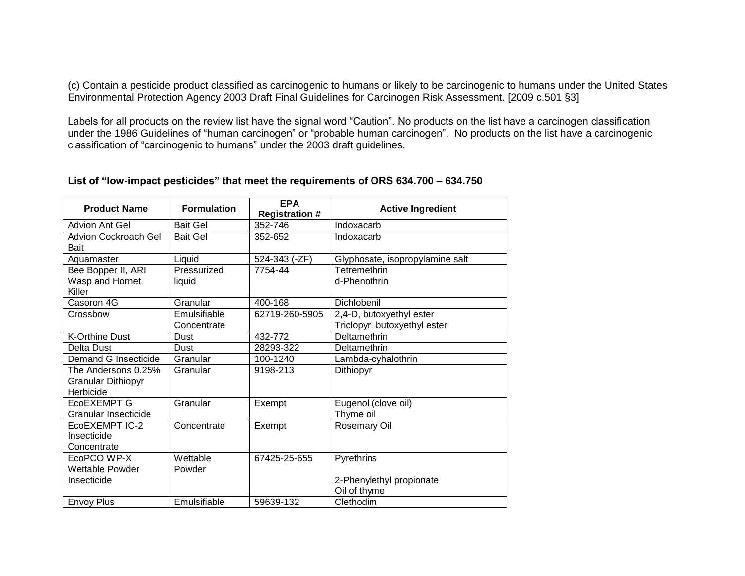(c) Contain a pesticide product classified as carcinogenic to humans or likely to be carcinogenic to humans under the United States Environmental Protection Agency 2003 Draft Final Guidelines for Carcinogen Risk Assessment. [2009 c.501 §3]

Labels for all products on the review list have the signal word "Caution". No products on the list have a carcinogen classification under the 1986 Guidelines of "human carcinogen" or "probable human carcinogen". No products on the list have a carcinogenic classification of "carcinogenic to humans" under the 2003 draft guidelines.

**List of "low-impact pesticides" that meet the requirements of ORS 634.700 – 634.750**

| Product Name | Formulation | EPA Registration # | Active Ingredient |
|---|---|---|---|
| Advion Ant Gel | Bait Gel | 352-746 | Indoxacarb |
| Advion Cockroach Gel Bait | Bait Gel | 352-652 | Indoxacarb |
| Aquamaster | Liquid | 524-343 (-ZF) | Glyphosate, isopropylamine salt |
| Bee Bopper II, ARI Wasp and Hornet Killer | Pressurized liquid | 7754-44 | Tetremethrin<br>d-Phenothrin |
| Casoron 4G | Granular | 400-168 | Dichlobenil |
| Crossbow | Emulsifiable Concentrate | 62719-260-5905 | 2,4-D, butoxyethyl ester<br>Triclopyr, butoxyethyl ester |
| K-Orthine Dust | Dust | 432-772 | Deltamethrin |
| Delta Dust | Dust | 28293-322 | Deltamethrin |
| Demand G Insecticide | Granular | 100-1240 | Lambda-cyhalothrin |
| The Andersons 0.25% Granular Dithiopyr Herbicide | Granular | 9198-213 | Dithiopyr |
| EcoEXEMPT G Granular Insecticide | Granular | Exempt | Eugenol (clove oil)<br>Thyme oil |
| EcoEXEMPT IC-2 Insecticide Concentrate | Concentrate | Exempt | Rosemary Oil |
| EcoPCO WP-X Wettable Powder Insecticide | Wettable Powder | 67425-25-655 | Pyrethrins<br><br>2-Phenylethyl propionate<br>Oil of thyme |
| Envoy Plus | Emulsifiable | 59639-132 | Clethodim |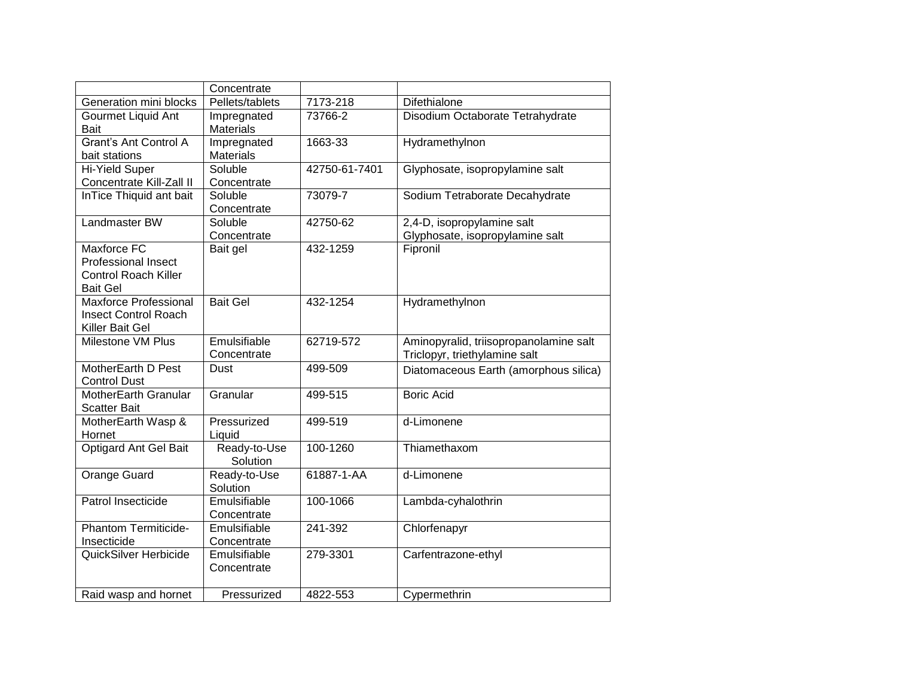|  | Concentrate |  |  |
|---|---|---|---|
| Generation mini blocks | Pellets/tablets | 7173-218 | Difethialone |
| Gourmet Liquid Ant Bait | Impregnated Materials | 73766-2 | Disodium Octaborate Tetrahydrate |
| Grant's Ant Control A bait stations | Impregnated Materials | 1663-33 | Hydramethylnon |
| Hi-Yield Super Concentrate Kill-Zall II | Soluble Concentrate | 42750-61-7401 | Glyphosate, isopropylamine salt |
| InTice Thiquid ant bait | Soluble Concentrate | 73079-7 | Sodium Tetraborate Decahydrate |
| Landmaster BW | Soluble Concentrate | 42750-62 | 2,4-D, isopropylamine salt<br>Glyphosate, isopropylamine salt |
| Maxforce FC Professional Insect Control Roach Killer Bait Gel | Bait gel | 432-1259 | Fipronil |
| Maxforce Professional Insect Control Roach Killer Bait Gel | Bait Gel | 432-1254 | Hydramethylnon |
| Milestone VM Plus | Emulsifiable Concentrate | 62719-572 | Aminopyralid, triisopropanolamine salt<br>Triclopyr, triethylamine salt |
| MotherEarth D Pest Control Dust | Dust | 499-509 | Diatomaceous Earth (amorphous silica) |
| MotherEarth Granular Scatter Bait | Granular | 499-515 | Boric Acid |
| MotherEarth Wasp & Hornet | Pressurized Liquid | 499-519 | d-Limonene |
| Optigard Ant Gel Bait | Ready-to-Use Solution | 100-1260 | Thiamethaxom |
| Orange Guard | Ready-to-Use Solution | 61887-1-AA | d-Limonene |
| Patrol Insecticide | Emulsifiable Concentrate | 100-1066 | Lambda-cyhalothrin |
| Phantom Termiticide-Insecticide | Emulsifiable Concentrate | 241-392 | Chlorfenapyr |
| QuickSilver Herbicide | Emulsifiable Concentrate | 279-3301 | Carfentrazone-ethyl |
| Raid wasp and hornet | Pressurized | 4822-553 | Cypermethrin |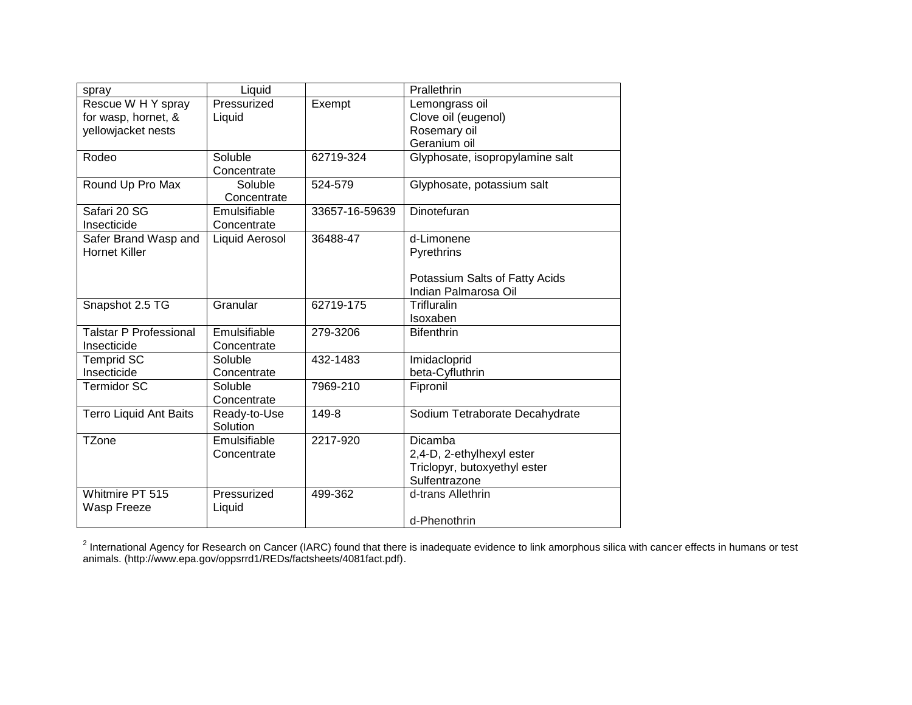| | | | |
|---|---|---|---|
| spray | Liquid | | Prallethrin |
| Rescue W H Y spray for wasp, hornet, & yellowjacket nests | Pressurized Liquid | Exempt | Lemongrass oil<br>Clove oil (eugenol)<br>Rosemary oil<br>Geranium oil |
| Rodeo | Soluble Concentrate | 62719-324 | Glyphosate, isopropylamine salt |
| Round Up Pro Max | Soluble Concentrate | 524-579 | Glyphosate, potassium salt |
| Safari 20 SG Insecticide | Emulsifiable Concentrate | 33657-16-59639 | Dinotefuran |
| Safer Brand Wasp and Hornet Killer | Liquid Aerosol | 36488-47 | d-Limonene<br>Pyrethrins<br><br>Potassium Salts of Fatty Acids<br>Indian Palmarosa Oil |
| Snapshot 2.5 TG | Granular | 62719-175 | Trifluralin<br>Isoxaben |
| Talstar P Professional Insecticide | Emulsifiable Concentrate | 279-3206 | Bifenthrin |
| Temprid SC Insecticide | Soluble Concentrate | 432-1483 | Imidacloprid<br>beta-Cyfluthrin |
| Termidor SC | Soluble Concentrate | 7969-210 | Fipronil |
| Terro Liquid Ant Baits | Ready-to-Use Solution | 149-8 | Sodium Tetraborate Decahydrate |
| TZone | Emulsifiable Concentrate | 2217-920 | Dicamba<br>2,4-D, 2-ethylhexyl ester<br>Triclopyr, butoxyethyl ester<br>Sulfentrazone |
| Whitmire PT 515 Wasp Freeze | Pressurized Liquid | 499-362 | d-trans Allethrin<br><br>d-Phenothrin |

[2] International Agency for Research on Cancer (IARC) found that there is inadequate evidence to link amorphous silica with cancer effects in humans or test animals. (http://www.epa.gov/oppsrrd1/REDs/factsheets/4081fact.pdf).